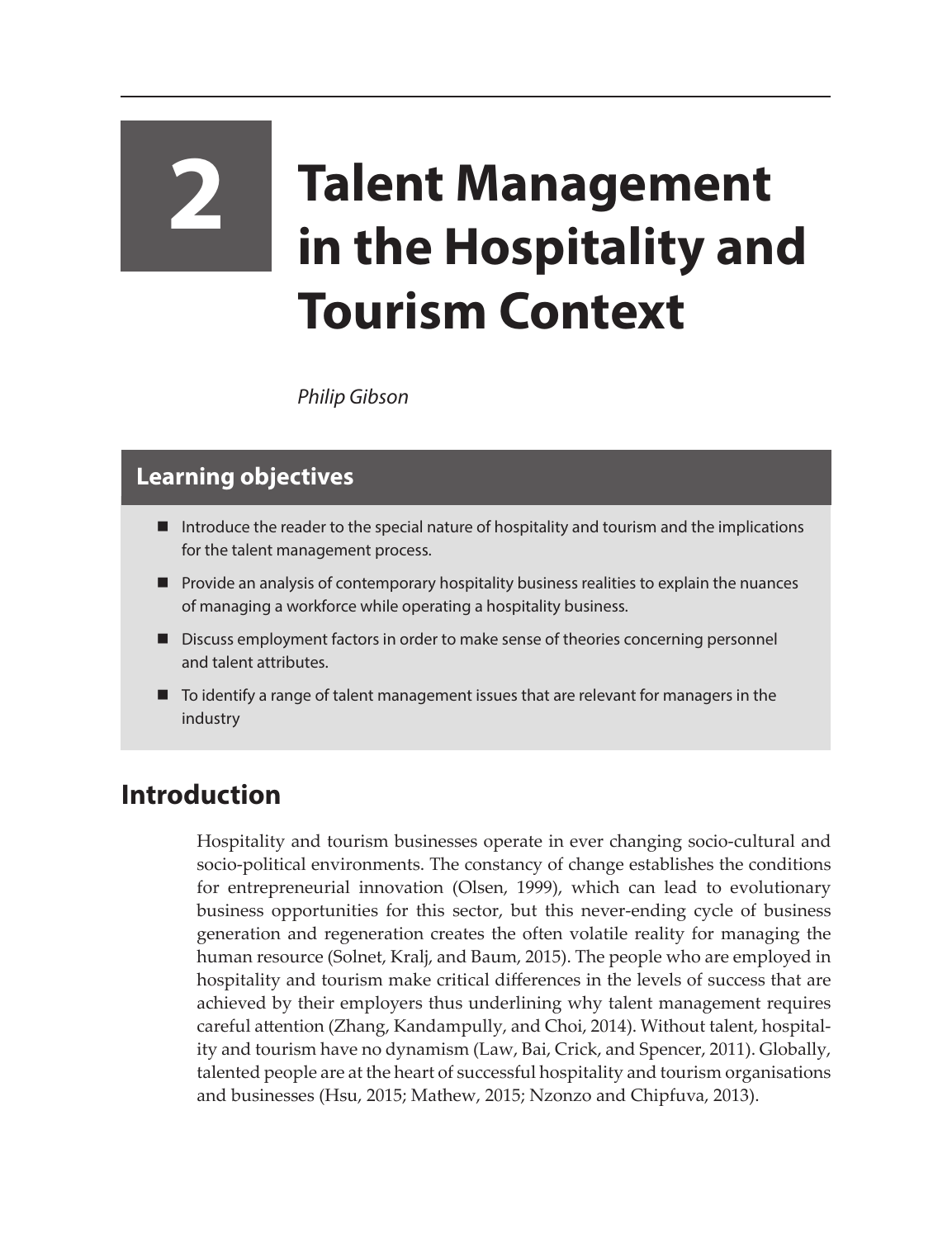# 2 Talent Management in the Hospitality and Tourism Context

*Philip Gibson*

## Learning objectives

- Introduce the reader to the special nature of hospitality and tourism and the implications for the talent management process.
- Provide an analysis of contemporary hospitality business realities to explain the nuances of managing a workforce while operating a hospitality business.
- Discuss employment factors in order to make sense of theories concerning personnel and talent attributes.
- To identify a range of talent management issues that are relevant for managers in the industry

## Introduction

Hospitality and tourism businesses operate in ever changing socio-cultural and socio-political environments. The constancy of change establishes the conditions for entrepreneurial innovation (Olsen, 1999), which can lead to evolutionary business opportunities for this sector, but this never-ending cycle of business generation and regeneration creates the often volatile reality for managing the human resource (Solnet, Kralj, and Baum, 2015). The people who are employed in hospitality and tourism make critical differences in the levels of success that are achieved by their employers thus underlining why talent management requires careful attention (Zhang, Kandampully, and Choi, 2014). Without talent, hospitality and tourism have no dynamism (Law, Bai, Crick, and Spencer, 2011). Globally, talented people are at the heart of successful hospitality and tourism organisations and businesses (Hsu, 2015; Mathew, 2015; Nzonzo and Chipfuva, 2013).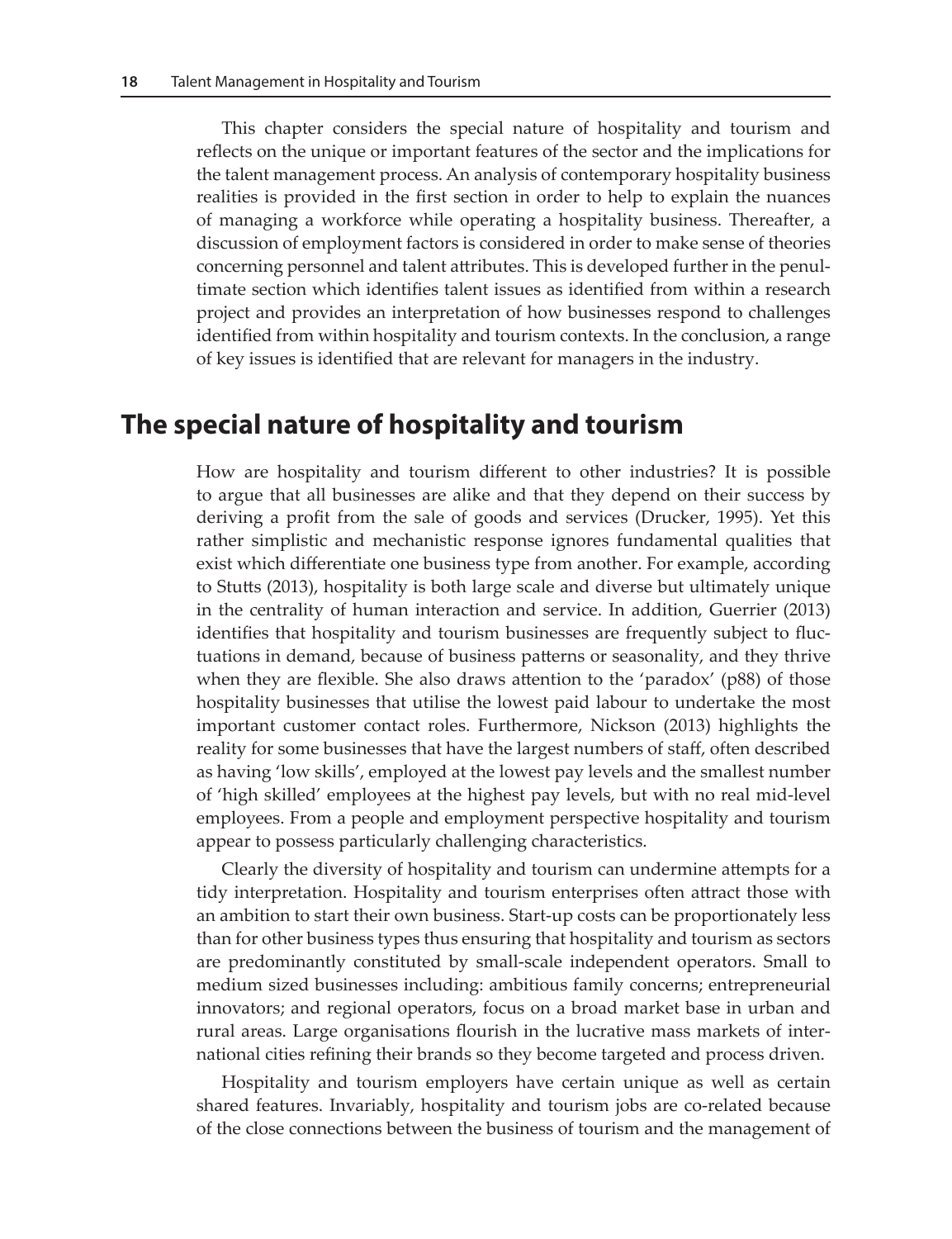This chapter considers the special nature of hospitality and tourism and reflects on the unique or important features of the sector and the implications for the talent management process. An analysis of contemporary hospitality business realities is provided in the first section in order to help to explain the nuances of managing a workforce while operating a hospitality business. Thereafter, a discussion of employment factors is considered in order to make sense of theories concerning personnel and talent attributes. This is developed further in the penultimate section which identifies talent issues as identified from within a research project and provides an interpretation of how businesses respond to challenges identified from within hospitality and tourism contexts. In the conclusion, a range of key issues is identified that are relevant for managers in the industry.

## The special nature of hospitality and tourism

How are hospitality and tourism different to other industries? It is possible to argue that all businesses are alike and that they depend on their success by deriving a profit from the sale of goods and services (Drucker, 1995). Yet this rather simplistic and mechanistic response ignores fundamental qualities that exist which differentiate one business type from another. For example, according to Stutts (2013), hospitality is both large scale and diverse but ultimately unique in the centrality of human interaction and service. In addition, Guerrier (2013) identifies that hospitality and tourism businesses are frequently subject to fluctuations in demand, because of business patterns or seasonality, and they thrive when they are flexible. She also draws attention to the 'paradox' (p88) of those hospitality businesses that utilise the lowest paid labour to undertake the most important customer contact roles. Furthermore, Nickson (2013) highlights the reality for some businesses that have the largest numbers of staff, often described as having 'low skills', employed at the lowest pay levels and the smallest number of 'high skilled' employees at the highest pay levels, but with no real mid-level employees. From a people and employment perspective hospitality and tourism appear to possess particularly challenging characteristics.

Clearly the diversity of hospitality and tourism can undermine attempts for a tidy interpretation. Hospitality and tourism enterprises often attract those with an ambition to start their own business. Start-up costs can be proportionately less than for other business types thus ensuring that hospitality and tourism as sectors are predominantly constituted by small-scale independent operators. Small to medium sized businesses including: ambitious family concerns; entrepreneurial innovators; and regional operators, focus on a broad market base in urban and rural areas. Large organisations flourish in the lucrative mass markets of international cities refining their brands so they become targeted and process driven.

Hospitality and tourism employers have certain unique as well as certain shared features. Invariably, hospitality and tourism jobs are co-related because of the close connections between the business of tourism and the management of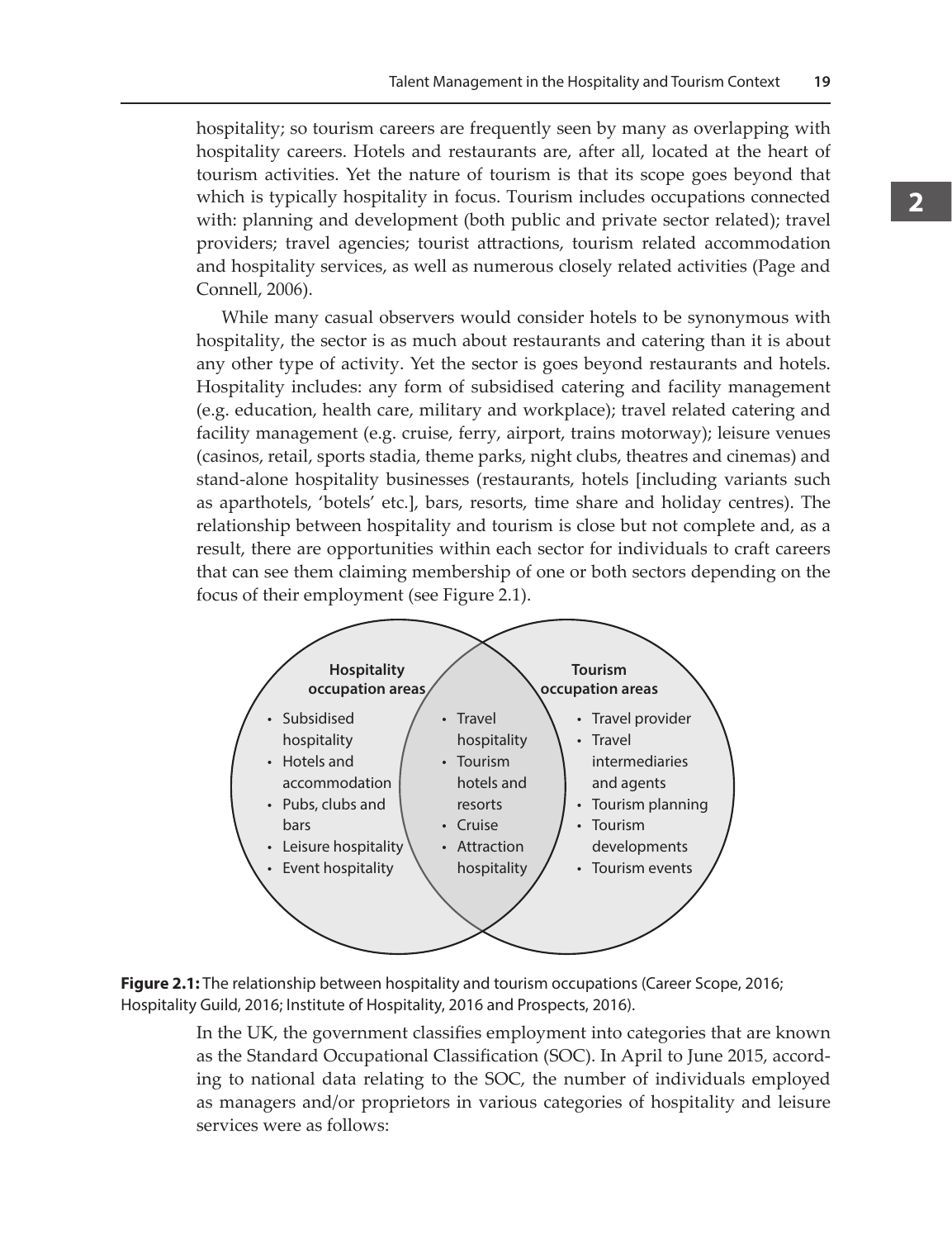hospitality; so tourism careers are frequently seen by many as overlapping with hospitality careers. Hotels and restaurants are, after all, located at the heart of tourism activities. Yet the nature of tourism is that its scope goes beyond that which is typically hospitality in focus. Tourism includes occupations connected with: planning and development (both public and private sector related); travel providers; travel agencies; tourist attractions, tourism related accommodation and hospitality services, as well as numerous closely related activities (Page and Connell, 2006).

While many casual observers would consider hotels to be synonymous with hospitality, the sector is as much about restaurants and catering than it is about any other type of activity. Yet the sector is goes beyond restaurants and hotels. Hospitality includes: any form of subsidised catering and facility management (e.g. education, health care, military and workplace); travel related catering and facility management (e.g. cruise, ferry, airport, trains motorway); leisure venues (casinos, retail, sports stadia, theme parks, night clubs, theatres and cinemas) and stand-alone hospitality businesses (restaurants, hotels [including variants such as aparthotels, 'botels' etc.], bars, resorts, time share and holiday centres). The relationship between hospitality and tourism is close but not complete and, as a result, there are opportunities within each sector for individuals to craft careers that can see them claiming membership of one or both sectors depending on the focus of their employment (see Figure 2.1).

**Hospitality occupation areas**

- Subsidised hospitality
- Hotels and accommodation
- Pubs, clubs and bars
- Leisure hospitality
- Event hospitality

**Overlap (Hospitality and Tourism)**

- Travel hospitality
- Tourism hotels and resorts
- Cruise
- Attraction hospitality

**Tourism occupation areas**

- Travel provider
- Travel intermediaries and agents
- Tourism planning
- Tourism developments
- Tourism events

**Figure 2.1:** The relationship between hospitality and tourism occupations (Career Scope, 2016; Hospitality Guild, 2016; Institute of Hospitality, 2016 and Prospects, 2016).

In the UK, the government classifies employment into categories that are known as the Standard Occupational Classification (SOC). In April to June 2015, according to national data relating to the SOC, the number of individuals employed as managers and/or proprietors in various categories of hospitality and leisure services were as follows: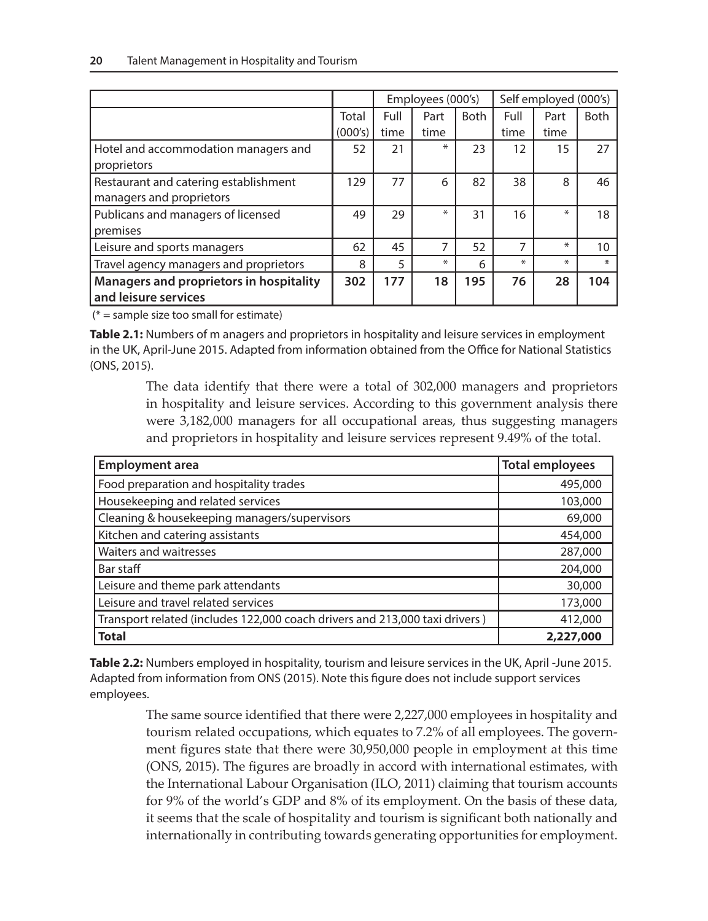| | | Employees (000's) | | | Self employed (000's) | | |
|---|---|---|---|---|---|---|---|
| | Total (000's) | Full time | Part time | Both | Full time | Part time | Both |
| Hotel and accommodation managers and proprietors | 52 | 21 | * | 23 | 12 | 15 | 27 |
| Restaurant and catering establishment managers and proprietors | 129 | 77 | 6 | 82 | 38 | 8 | 46 |
| Publicans and managers of licensed premises | 49 | 29 | * | 31 | 16 | * | 18 |
| Leisure and sports managers | 62 | 45 | 7 | 52 | 7 | * | 10 |
| Travel agency managers and proprietors | 8 | 5 | * | 6 | * | * | * |
| **Managers and proprietors in hospitality and leisure services** | **302** | **177** | **18** | **195** | **76** | **28** | **104** |

(* = sample size too small for estimate)

**Table 2.1:** Numbers of m anagers and proprietors in hospitality and leisure services in employment in the UK, April-June 2015. Adapted from information obtained from the Office for National Statistics (ONS, 2015).

The data identify that there were a total of 302,000 managers and proprietors in hospitality and leisure services. According to this government analysis there were 3,182,000 managers for all occupational areas, thus suggesting managers and proprietors in hospitality and leisure services represent 9.49% of the total.

| Employment area | Total employees |
|---|---|
| Food preparation and hospitality trades | 495,000 |
| Housekeeping and related services | 103,000 |
| Cleaning & housekeeping managers/supervisors | 69,000 |
| Kitchen and catering assistants | 454,000 |
| Waiters and waitresses | 287,000 |
| Bar staff | 204,000 |
| Leisure and theme park attendants | 30,000 |
| Leisure and travel related services | 173,000 |
| Transport related (includes 122,000 coach drivers and 213,000 taxi drivers ) | 412,000 |
| **Total** | **2,227,000** |

**Table 2.2:** Numbers employed in hospitality, tourism and leisure services in the UK, April -June 2015. Adapted from information from ONS (2015). Note this figure does not include support services employees.

The same source identified that there were 2,227,000 employees in hospitality and tourism related occupations, which equates to 7.2% of all employees. The government figures state that there were 30,950,000 people in employment at this time (ONS, 2015). The figures are broadly in accord with international estimates, with the International Labour Organisation (ILO, 2011) claiming that tourism accounts for 9% of the world's GDP and 8% of its employment. On the basis of these data, it seems that the scale of hospitality and tourism is significant both nationally and internationally in contributing towards generating opportunities for employment.